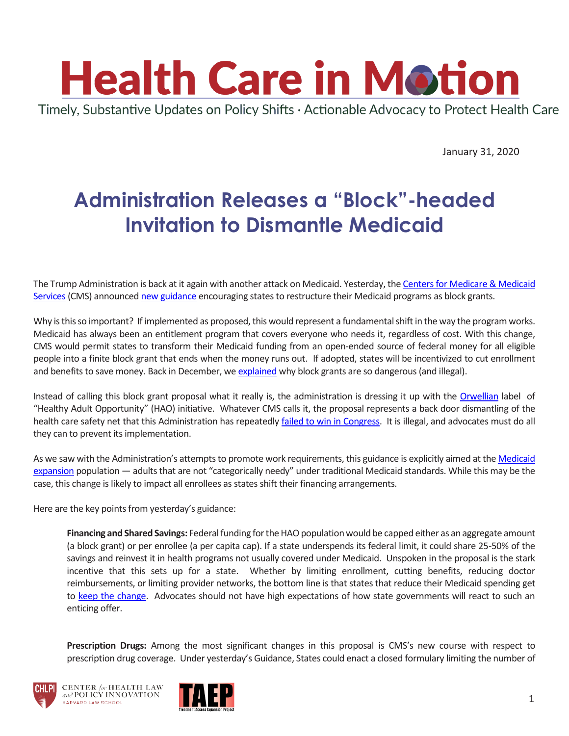# Health Care in Motion

Timely, Substantive Updates on Policy Shifts · Actionable Advocacy to Protect Health Care

January 31, 2020

## Administration Releases a "Block"-headed Invitation to Dismantle Medicaid

The Trump Administration is back at it again with another attack on Medicaid. Yesterday, the Centers for Medicare & Medicaid Services (CMS) announced new guidance encouraging states to restructure their Medicaid programs as block grants.

Why is this so important? If implemented as proposed, this would represent a fundamental shift in the way the program works. Medicaid has always been an entitlement program that covers everyone who needs it, regardless of cost. With this change, CMS would permit states to transform their Medicaid funding from an open-ended source of federal money for all eligible people into a finite block grant that ends when the money runs out. If adopted, states will be incentivized to cut enrollment and benefits to save money. Back in December, we explained why block grants are so dangerous (and illegal).

Instead of calling this block grant proposal what it really is, the administration is dressing it up with the Orwellian label of "Healthy Adult Opportunity" (HAO) initiative. Whatever CMS calls it, the proposal represents a back door dismantling of the health care safety net that this Administration has repeatedly failed to win in Congress. It is illegal, and advocates must do all they can to prevent its implementation.

As we saw with the Administration's attempts to promote work requirements, this guidance is explicitly aimed at the Medicaid expansion population — adults that are not "categorically needy" under traditional Medicaid standards. While this may be the case, this change is likely to impact all enrollees as states shift their financing arrangements.

Here are the key points from yesterday's guidance:

**Financing and Shared Savings:** Federal funding for the HAO population would be capped either as an aggregate amount (a block grant) or per enrollee (a per capita cap). If a state underspends its federal limit, it could share 25-50% of the savings and reinvest it in health programs not usually covered under Medicaid. Unspoken in the proposal is the stark incentive that this sets up for a state. Whether by limiting enrollment, cutting benefits, reducing doctor reimbursements, or limiting provider networks, the bottom line is that states that reduce their Medicaid spending get to keep the change. Advocates should not have high expectations of how state governments will react to such an enticing offer.

**Prescription Drugs:** Among the most significant changes in this proposal is CMS's new course with respect to prescription drug coverage. Under yesterday's Guidance, States could enact a closed formulary limiting the number of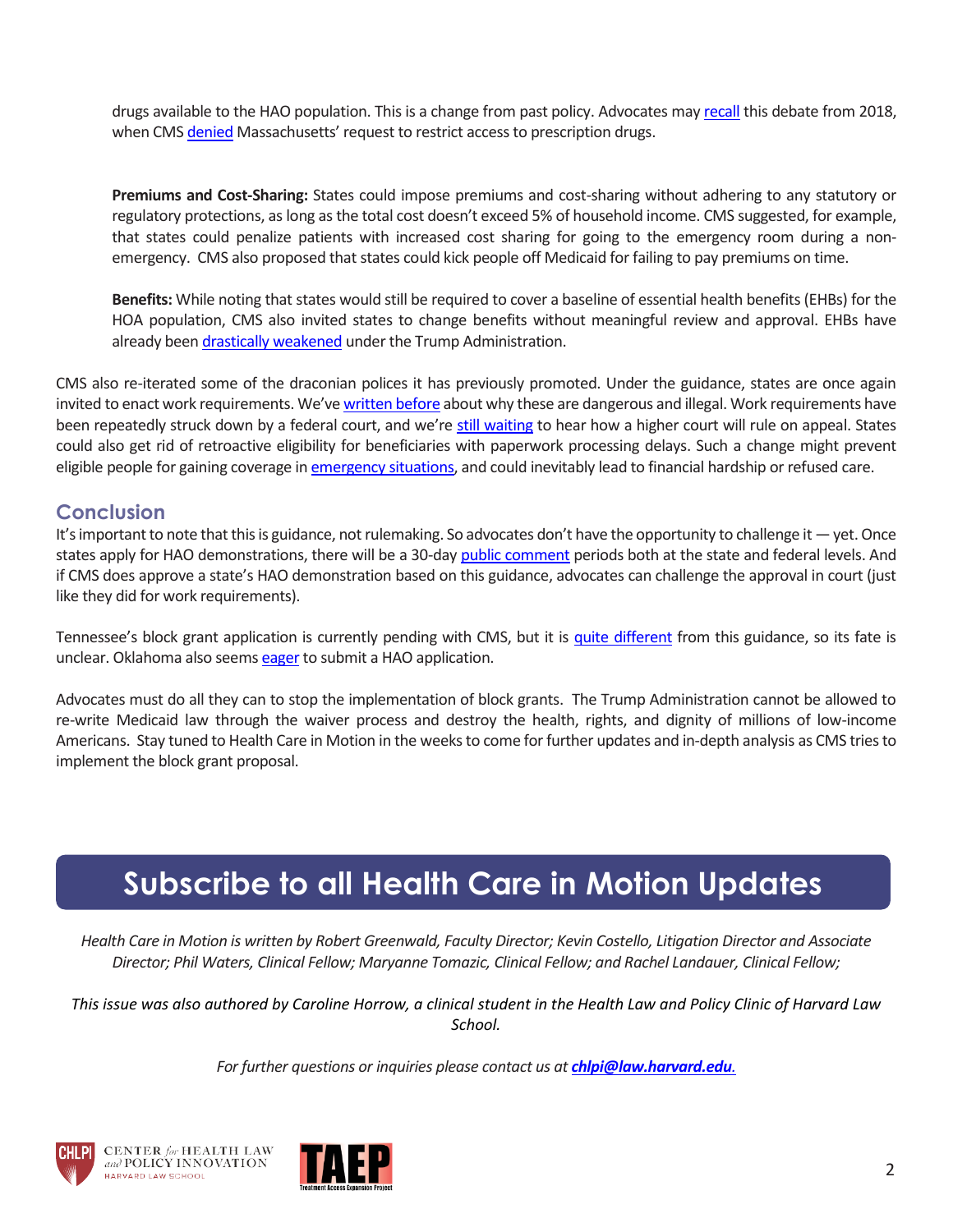drugs available to the HAO population. This is a change from past policy. Advocates may recall this debate from 2018, when CMS denied Massachusetts' request to restrict access to prescription drugs.

**Premiums and Cost-Sharing:** States could impose premiums and cost-sharing without adhering to any statutory or regulatory protections, as long as the total cost doesn't exceed 5% of household income. CMS suggested, for example, that states could penalize patients with increased cost sharing for going to the emergency room during a non-emergency. CMS also proposed that states could kick people off Medicaid for failing to pay premiums on time.

**Benefits:** While noting that states would still be required to cover a baseline of essential health benefits (EHBs) for the HOA population, CMS also invited states to change benefits without meaningful review and approval. EHBs have already been drastically weakened under the Trump Administration.

CMS also re-iterated some of the draconian polices it has previously promoted. Under the guidance, states are once again invited to enact work requirements. We've written before about why these are dangerous and illegal. Work requirements have been repeatedly struck down by a federal court, and we're still waiting to hear how a higher court will rule on appeal. States could also get rid of retroactive eligibility for beneficiaries with paperwork processing delays. Such a change might prevent eligible people for gaining coverage in emergency situations, and could inevitably lead to financial hardship or refused care.

## Conclusion

It's important to note that this is guidance, not rulemaking. So advocates don't have the opportunity to challenge it — yet. Once states apply for HAO demonstrations, there will be a 30-day public comment periods both at the state and federal levels. And if CMS does approve a state's HAO demonstration based on this guidance, advocates can challenge the approval in court (just like they did for work requirements).

Tennessee's block grant application is currently pending with CMS, but it is quite different from this guidance, so its fate is unclear. Oklahoma also seems eager to submit a HAO application.

Advocates must do all they can to stop the implementation of block grants. The Trump Administration cannot be allowed to re-write Medicaid law through the waiver process and destroy the health, rights, and dignity of millions of low-income Americans. Stay tuned to Health Care in Motion in the weeks to come for further updates and in-depth analysis as CMS tries to implement the block grant proposal.

## Subscribe to all Health Care in Motion Updates

*Health Care in Motion is written by Robert Greenwald, Faculty Director; Kevin Costello, Litigation Director and Associate Director; Phil Waters, Clinical Fellow; Maryanne Tomazic, Clinical Fellow; and Rachel Landauer, Clinical Fellow;*

*This issue was also authored by Caroline Horrow, a clinical student in the Health Law and Policy Clinic of Harvard Law School.*

*For further questions or inquiries please contact us at **chlpi@law.harvard.edu**.*

CHLPI CENTER *for* HEALTH LAW *and* POLICY INNOVATION HARVARD LAW SCHOOL

TAEP Treatment Access Expansion Project